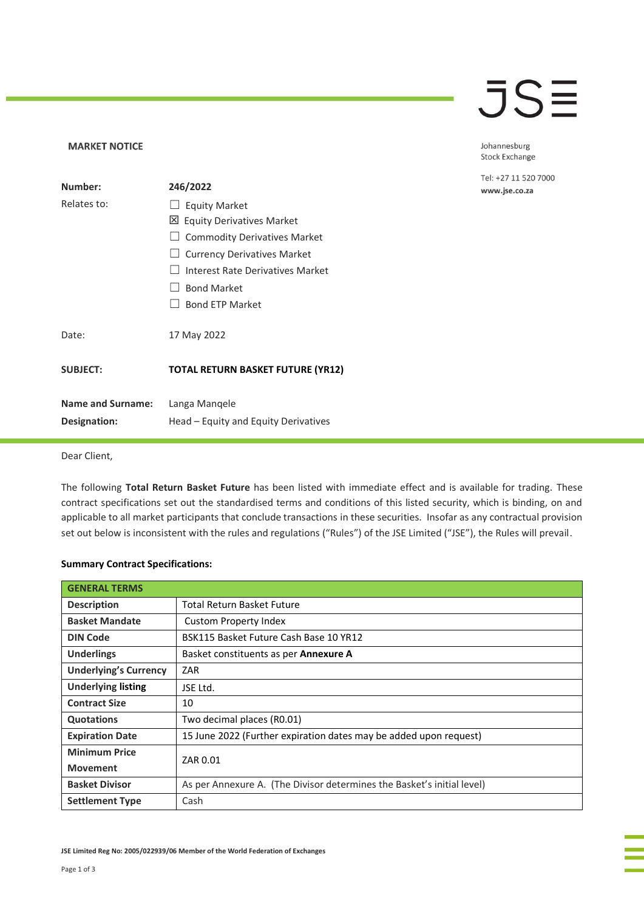JSE

Johannesburg Stock Exchange

Tel: +27 11 520 7000
www.jse.co.za

**MARKET NOTICE**

| | |
|---|---|
| **Number:** | **246/2022** |
| Relates to: | ☐ Equity Market<br>☒ Equity Derivatives Market<br>☐ Commodity Derivatives Market<br>☐ Currency Derivatives Market<br>☐ Interest Rate Derivatives Market<br>☐ Bond Market<br>☐ Bond ETP Market |
| Date: | 17 May 2022 |
| **SUBJECT:** | **TOTAL RETURN BASKET FUTURE (YR12)** |
| **Name and Surname:** | Langa Manqele |
| **Designation:** | Head – Equity and Equity Derivatives |

Dear Client,

The following **Total Return Basket Future** has been listed with immediate effect and is available for trading. These contract specifications set out the standardised terms and conditions of this listed security, which is binding, on and applicable to all market participants that conclude transactions in these securities. Insofar as any contractual provision set out below is inconsistent with the rules and regulations ("Rules") of the JSE Limited ("JSE"), the Rules will prevail.

**Summary Contract Specifications:**

| **GENERAL TERMS** | |
|---|---|
| **Description** | Total Return Basket Future |
| **Basket Mandate** | Custom Property Index |
| **DIN Code** | BSK115 Basket Future Cash Base 10 YR12 |
| **Underlings** | Basket constituents as per **Annexure A** |
| **Underlying's Currency** | ZAR |
| **Underlying listing** | JSE Ltd. |
| **Contract Size** | 10 |
| **Quotations** | Two decimal places (R0.01) |
| **Expiration Date** | 15 June 2022 (Further expiration dates may be added upon request) |
| **Minimum Price Movement** | ZAR 0.01 |
| **Basket Divisor** | As per Annexure A. (The Divisor determines the Basket's initial level) |
| **Settlement Type** | Cash |

JSE Limited Reg No: 2005/022939/06 Member of the World Federation of Exchanges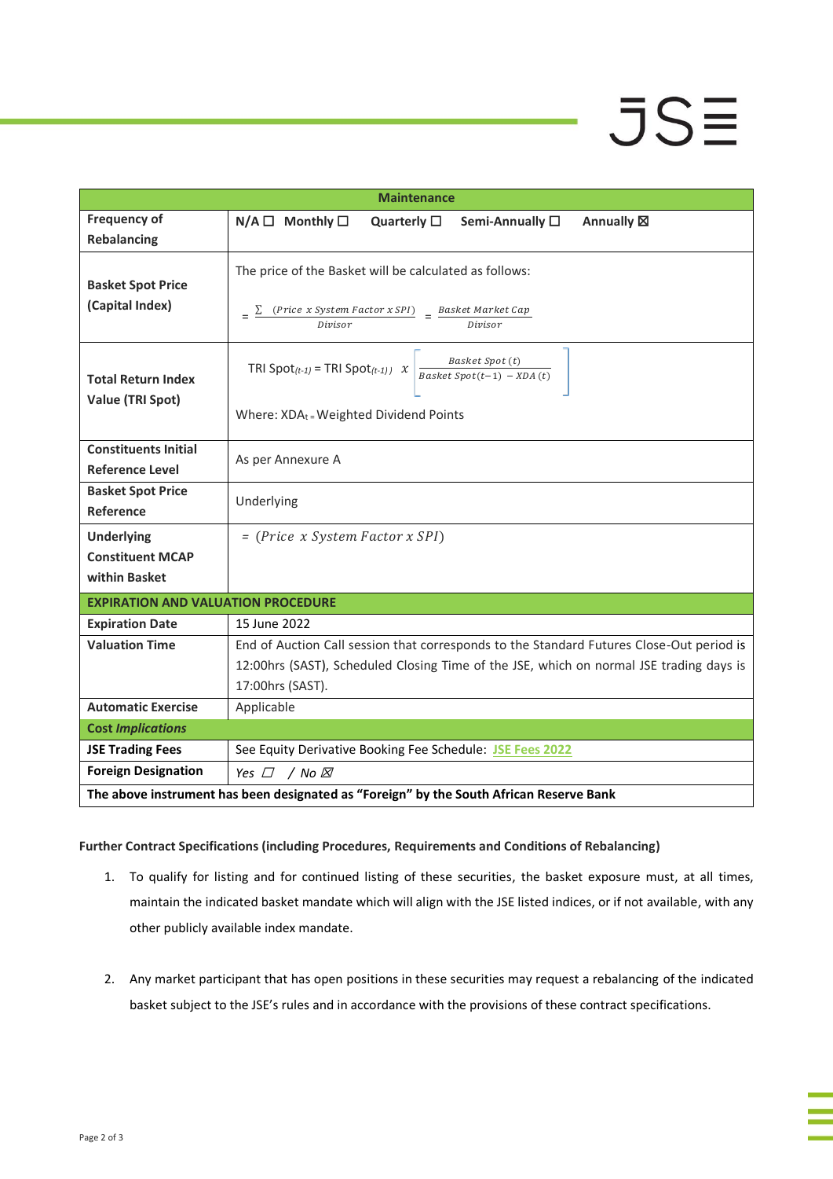| Maintenance | |
|---|---|
| **Frequency of Rebalancing** | **N/A ☐ Monthly ☐ Quarterly ☐ Semi-Annually ☐ Annually ☒** |
| **Basket Spot Price (Capital Index)** | The price of the Basket will be calculated as follows: $= \frac{\sum (Price\ x\ System\ Factor\ x\ SPI)}{Divisor} = \frac{Basket\ Market\ Cap}{Divisor}$ |
| **Total Return Index Value (TRI Spot)** | TRI Spot$_{(t-1)}$ = TRI Spot$_{(t-1))}$ $x \left[ \frac{Basket\ Spot\ (t)}{Basket\ Spot(t-1)\ - XDA\ (t)} \right]$ Where: XDA$_{t}$ = Weighted Dividend Points |
| **Constituents Initial Reference Level** | As per Annexure A |
| **Basket Spot Price Reference** | Underlying |
| **Underlying Constituent MCAP within Basket** | $= (Price\ \ x\ System\ Factor\ x\ SPI)$ |
| **EXPIRATION AND VALUATION PROCEDURE** | |
| **Expiration Date** | 15 June 2022 |
| **Valuation Time** | End of Auction Call session that corresponds to the Standard Futures Close-Out period is 12:00hrs (SAST), Scheduled Closing Time of the JSE, which on normal JSE trading days is 17:00hrs (SAST). |
| **Automatic Exercise** | Applicable |
| **Cost *Implications*** | |
| **JSE Trading Fees** | See Equity Derivative Booking Fee Schedule: JSE Fees 2022 |
| **Foreign Designation** | *Yes ☐ / No ☒* |
| **The above instrument has been designated as "Foreign" by the South African Reserve Bank** | |

**Further Contract Specifications (including Procedures, Requirements and Conditions of Rebalancing)**

1. To qualify for listing and for continued listing of these securities, the basket exposure must, at all times, maintain the indicated basket mandate which will align with the JSE listed indices, or if not available, with any other publicly available index mandate.

2. Any market participant that has open positions in these securities may request a rebalancing of the indicated basket subject to the JSE's rules and in accordance with the provisions of these contract specifications.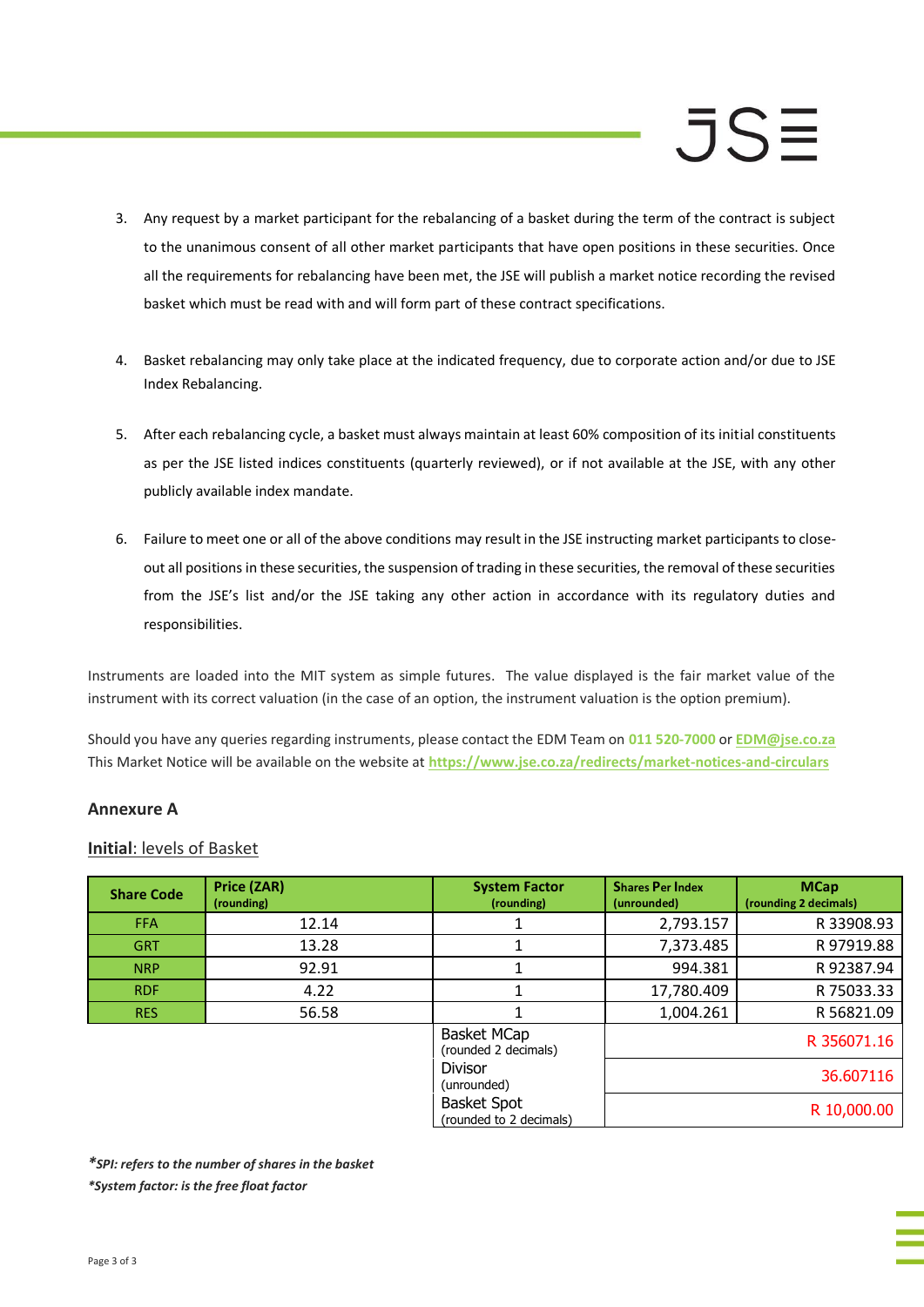3. Any request by a market participant for the rebalancing of a basket during the term of the contract is subject to the unanimous consent of all other market participants that have open positions in these securities. Once all the requirements for rebalancing have been met, the JSE will publish a market notice recording the revised basket which must be read with and will form part of these contract specifications.

4. Basket rebalancing may only take place at the indicated frequency, due to corporate action and/or due to JSE Index Rebalancing.

5. After each rebalancing cycle, a basket must always maintain at least 60% composition of its initial constituents as per the JSE listed indices constituents (quarterly reviewed), or if not available at the JSE, with any other publicly available index mandate.

6. Failure to meet one or all of the above conditions may result in the JSE instructing market participants to close-out all positions in these securities, the suspension of trading in these securities, the removal of these securities from the JSE's list and/or the JSE taking any other action in accordance with its regulatory duties and responsibilities.

Instruments are loaded into the MIT system as simple futures. The value displayed is the fair market value of the instrument with its correct valuation (in the case of an option, the instrument valuation is the option premium).

Should you have any queries regarding instruments, please contact the EDM Team on **011 520-7000** or **EDM@jse.co.za**
This Market Notice will be available on the website at **https://www.jse.co.za/redirects/market-notices-and-circulars**

## Annexure A

**Initial**: levels of Basket

| Share Code | Price (ZAR) (rounding) | System Factor (rounding) | Shares Per Index (unrounded) | MCap (rounding 2 decimals) |
|---|---|---|---|---|
| FFA | 12.14 | 1 | 2,793.157 | R 33908.93 |
| GRT | 13.28 | 1 | 7,373.485 | R 97919.88 |
| NRP | 92.91 | 1 | 994.381 | R 92387.94 |
| RDF | 4.22 | 1 | 17,780.409 | R 75033.33 |
| RES | 56.58 | 1 | 1,004.261 | R 56821.09 |
| | | Basket MCap (rounded 2 decimals) | R 356071.16 | |
| | | Divisor (unrounded) | 36.607116 | |
| | | Basket Spot (rounded to 2 decimals) | R 10,000.00 | |

***SPI: refers to the number of shares in the basket***
***System factor: is the free float factor***